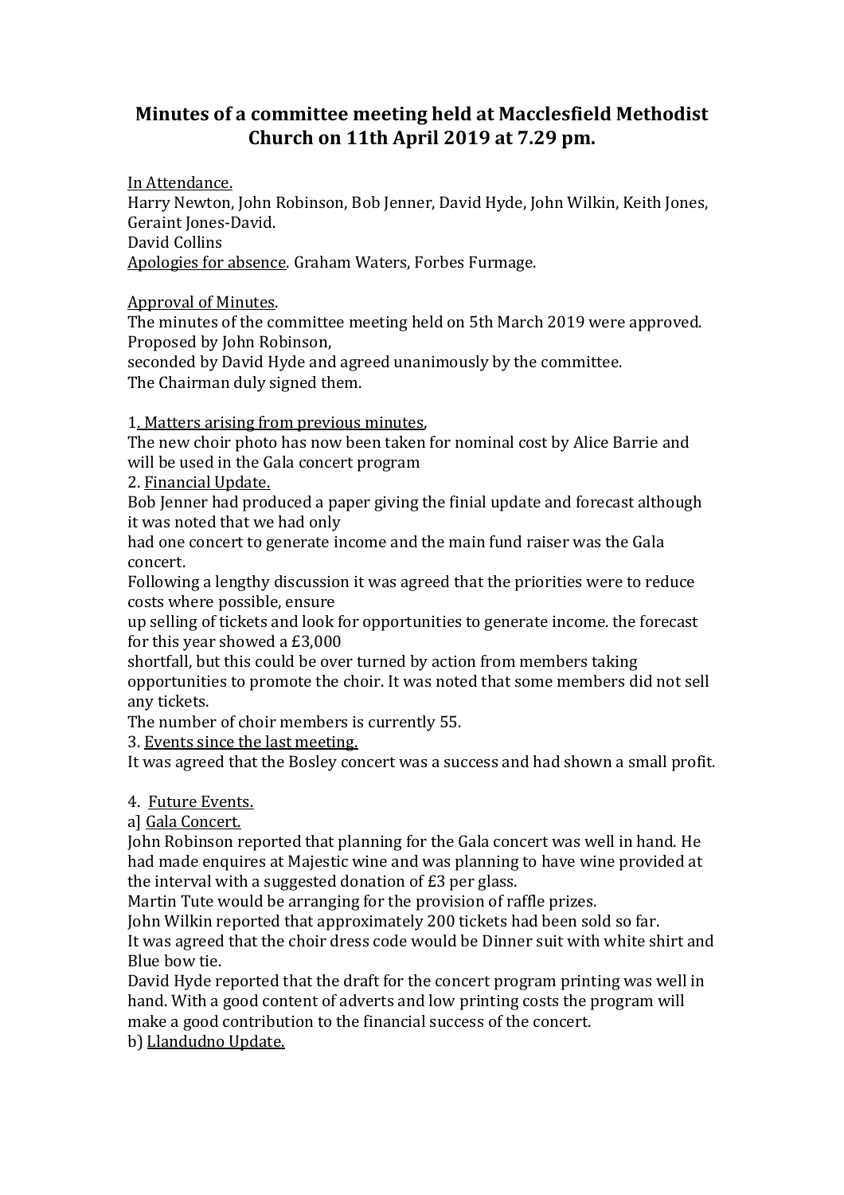# Minutes of a committee meeting held at Macclesfield Methodist Church on 11th April 2019 at 7.29 pm.

In Attendance.
Harry Newton, John Robinson, Bob Jenner, David Hyde, John Wilkin, Keith Jones, Geraint Jones-David.
David Collins
Apologies for absence. Graham Waters, Forbes Furmage.

Approval of Minutes.
The minutes of the committee meeting held on 5th March 2019 were approved.
Proposed by John Robinson,
seconded by David Hyde and agreed unanimously by the committee.
The Chairman duly signed them.

1. Matters arising from previous minutes,
The new choir photo has now been taken for nominal cost by Alice Barrie and will be used in the Gala concert program
2. Financial Update.
Bob Jenner had produced a paper giving the finial update and forecast although it was noted that we had only
had one concert to generate income and the main fund raiser was the Gala concert.
Following a lengthy discussion it was agreed that the priorities were to reduce costs where possible, ensure
up selling of tickets and look for opportunities to generate income. the forecast for this year showed a £3,000
shortfall, but this could be over turned by action from members taking opportunities to promote the choir. It was noted that some members did not sell any tickets.
The number of choir members is currently 55.
3. Events since the last meeting.
It was agreed that the Bosley concert was a success and had shown a small profit.

4. Future Events.
a] Gala Concert.
John Robinson reported that planning for the Gala concert was well in hand. He had made enquires at Majestic wine and was planning to have wine provided at the interval with a suggested donation of £3 per glass.
Martin Tute would be arranging for the provision of raffle prizes.
John Wilkin reported that approximately 200 tickets had been sold so far.
It was agreed that the choir dress code would be Dinner suit with white shirt and Blue bow tie.
David Hyde reported that the draft for the concert program printing was well in hand. With a good content of adverts and low printing costs the program will make a good contribution to the financial success of the concert.
b) Llandudno Update.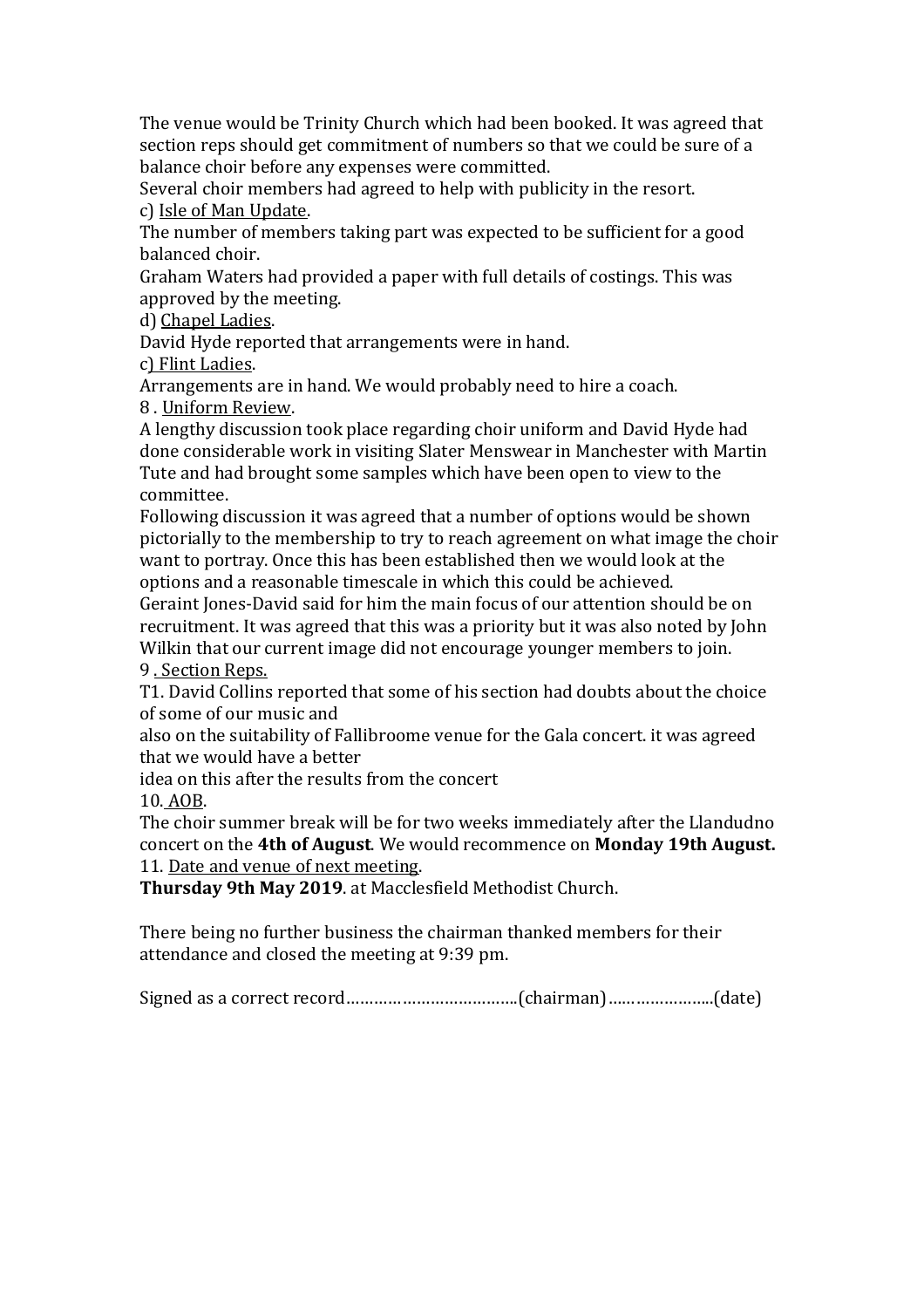The venue would be Trinity Church which had been booked. It was agreed that section reps should get commitment of numbers so that we could be sure of a balance choir before any expenses were committed.

Several choir members had agreed to help with publicity in the resort.

c) Isle of Man Update.

The number of members taking part was expected to be sufficient for a good balanced choir.

Graham Waters had provided a paper with full details of costings. This was approved by the meeting.

d) Chapel Ladies.

David Hyde reported that arrangements were in hand.

c) Flint Ladies.

Arrangements are in hand. We would probably need to hire a coach.

8 . Uniform Review.

A lengthy discussion took place regarding choir uniform and David Hyde had done considerable work in visiting Slater Menswear in Manchester with Martin Tute and had brought some samples which have been open to view to the committee.

Following discussion it was agreed that a number of options would be shown pictorially to the membership to try to reach agreement on what image the choir want to portray. Once this has been established then we would look at the options and a reasonable timescale in which this could be achieved.

Geraint Jones-David said for him the main focus of our attention should be on recruitment. It was agreed that this was a priority but it was also noted by John Wilkin that our current image did not encourage younger members to join.

9 . Section Reps.

T1. David Collins reported that some of his section had doubts about the choice of some of our music and

also on the suitability of Fallibroome venue for the Gala concert. it was agreed that we would have a better

idea on this after the results from the concert

10. AOB.

The choir summer break will be for two weeks immediately after the Llandudno concert on the **4th of August**. We would recommence on **Monday 19th August.**

11. Date and venue of next meeting.

**Thursday 9th May 2019**. at Macclesfield Methodist Church.

There being no further business the chairman thanked members for their attendance and closed the meeting at 9:39 pm.

Signed as a correct record……………………………….(chairman)…………………..(date)